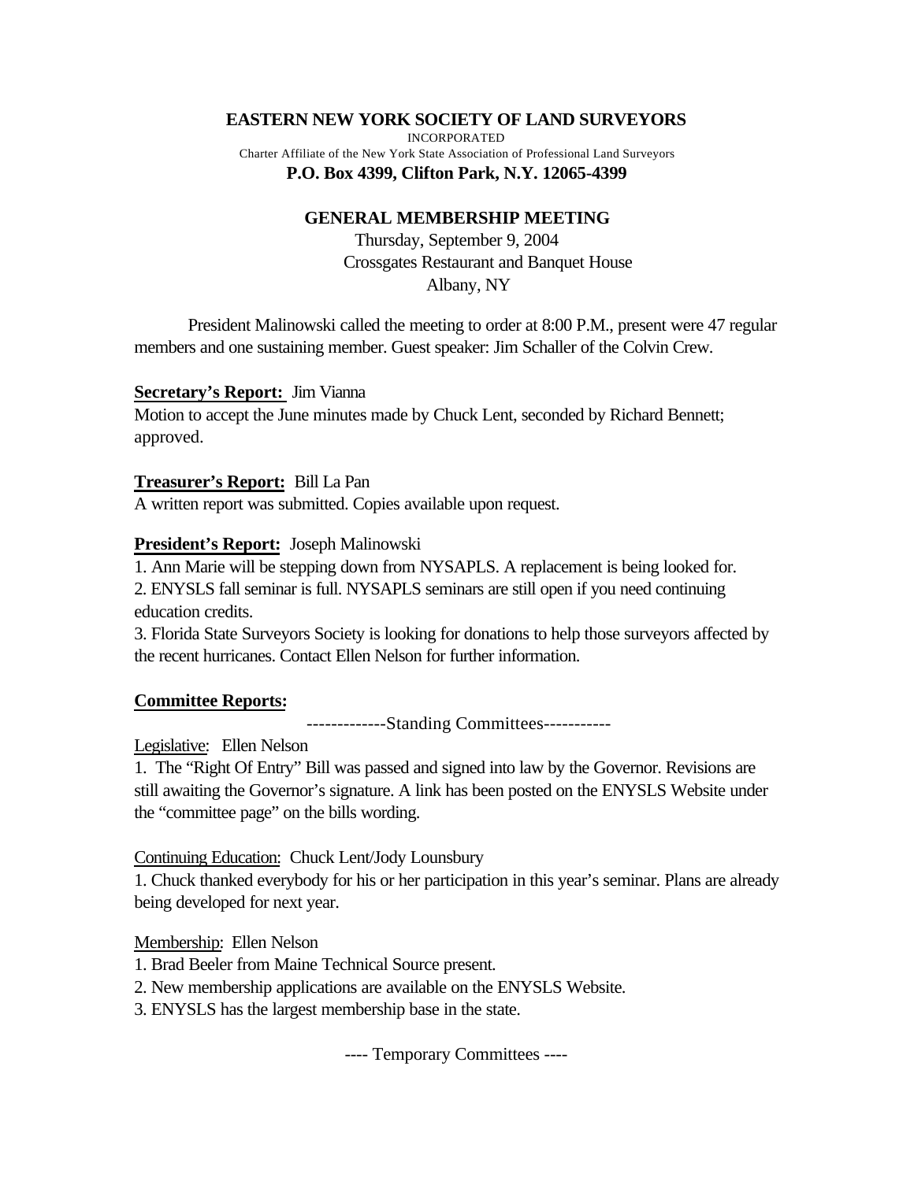**EASTERN NEW YORK SOCIETY OF LAND SURVEYORS**

INCORPORATED

Charter Affiliate of the New York State Association of Professional Land Surveyors

**P.O. Box 4399, Clifton Park, N.Y. 12065-4399**

**GENERAL MEMBERSHIP MEETING**

Thursday, September 9, 2004

Crossgates Restaurant and Banquet House

Albany, NY

President Malinowski called the meeting to order at 8:00 P.M., present were 47 regular members and one sustaining member. Guest speaker: Jim Schaller of the Colvin Crew.

**Secretary's Report:** Jim Vianna

Motion to accept the June minutes made by Chuck Lent, seconded by Richard Bennett; approved.

**Treasurer's Report:** Bill La Pan

A written report was submitted. Copies available upon request.

**President's Report:** Joseph Malinowski

1. Ann Marie will be stepping down from NYSAPLS. A replacement is being looked for.
2. ENYSLS fall seminar is full. NYSAPLS seminars are still open if you need continuing education credits.
3. Florida State Surveyors Society is looking for donations to help those surveyors affected by the recent hurricanes. Contact Ellen Nelson for further information.

**Committee Reports:**

-------------Standing Committees-----------

Legislative: Ellen Nelson

1. The "Right Of Entry" Bill was passed and signed into law by the Governor. Revisions are still awaiting the Governor's signature. A link has been posted on the ENYSLS Website under the "committee page" on the bills wording.

Continuing Education: Chuck Lent/Jody Lounsbury

1. Chuck thanked everybody for his or her participation in this year's seminar. Plans are already being developed for next year.

Membership: Ellen Nelson

1. Brad Beeler from Maine Technical Source present.
2. New membership applications are available on the ENYSLS Website.
3. ENYSLS has the largest membership base in the state.

---- Temporary Committees ----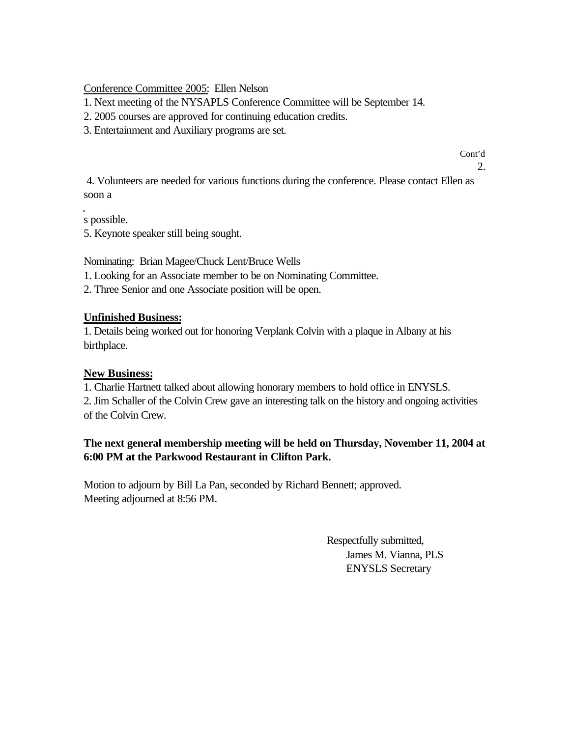Conference Committee 2005: Ellen Nelson

1. Next meeting of the NYSAPLS Conference Committee will be September 14.
2. 2005 courses are approved for continuing education credits.
3. Entertainment and Auxiliary programs are set.
4. Volunteers are needed for various functions during the conference. Please contact Ellen as soon as possible.
5. Keynote speaker still being sought.

Nominating: Brian Magee/Chuck Lent/Bruce Wells

1. Looking for an Associate member to be on Nominating Committee.
2. Three Senior and one Associate position will be open.

**Unfinished Business:**

1. Details being worked out for honoring Verplank Colvin with a plaque in Albany at his birthplace.

**New Business:**

1. Charlie Hartnett talked about allowing honorary members to hold office in ENYSLS.
2. Jim Schaller of the Colvin Crew gave an interesting talk on the history and ongoing activities of the Colvin Crew.

**The next general membership meeting will be held on Thursday, November 11, 2004 at 6:00 PM at the Parkwood Restaurant in Clifton Park.**

Motion to adjourn by Bill La Pan, seconded by Richard Bennett; approved.
Meeting adjourned at 8:56 PM.

Respectfully submitted,
James M. Vianna, PLS
ENYSLS Secretary